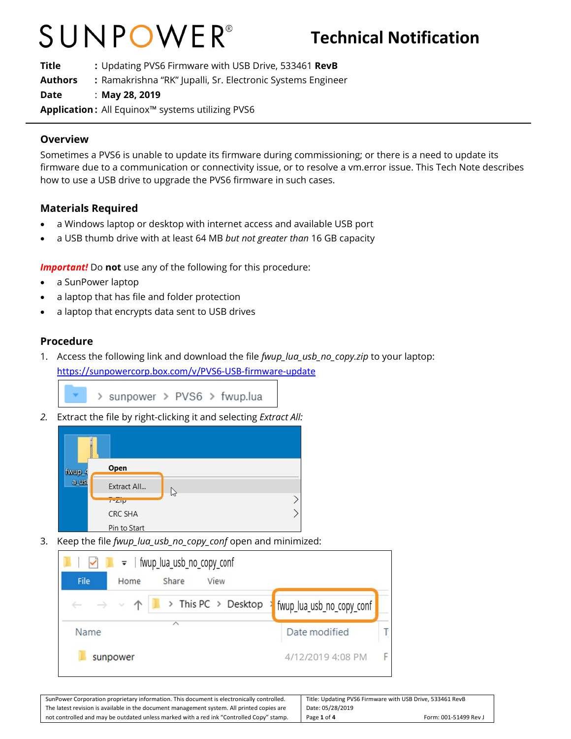SUNPOWER®

# Technical Notification

**Title** : Updating PVS6 Firmware with USB Drive, 533461 **RevB**
**Authors** : Ramakrishna "RK" Jupalli, Sr. Electronic Systems Engineer
**Date** : **May 28, 2019**
**Application** : All Equinox™ systems utilizing PVS6

## Overview

Sometimes a PVS6 is unable to update its firmware during commissioning; or there is a need to update its firmware due to a communication or connectivity issue, or to resolve a vm.error issue. This Tech Note describes how to use a USB drive to upgrade the PVS6 firmware in such cases.

## Materials Required

- a Windows laptop or desktop with internet access and available USB port
- a USB thumb drive with at least 64 MB *but not greater than* 16 GB capacity

***Important!*** Do **not** use any of the following for this procedure:

- a SunPower laptop
- a laptop that has file and folder protection
- a laptop that encrypts data sent to USB drives

## Procedure

1. Access the following link and download the file *fwup_lua_usb_no_copy.zip* to your laptop: https://sunpowercorp.box.com/v/PVS6-USB-firmware-update

   > sunpower > PVS6 > fwup.lua

2. Extract the file by right-clicking it and selecting *Extract All:*

   Open
   Extract All...
   7-Zip
   CRC SHA
   Pin to Start

3. Keep the file *fwup_lua_usb_no_copy_conf* open and minimized:

   fwup_lua_usb_no_copy_conf
   File Home Share View
   This PC > Desktop > fwup_lua_usb_no_copy_conf
   Name Date modified
   sunpower 4/12/2019 4:08 PM

SunPower Corporation proprietary information. This document is electronically controlled. The latest revision is available in the document management system. All printed copies are not controlled and may be outdated unless marked with a red ink "Controlled Copy" stamp.

Title: Updating PVS6 Firmware with USB Drive, 533461 RevB
Date: 05/28/2019
Form: 001-51499 Rev J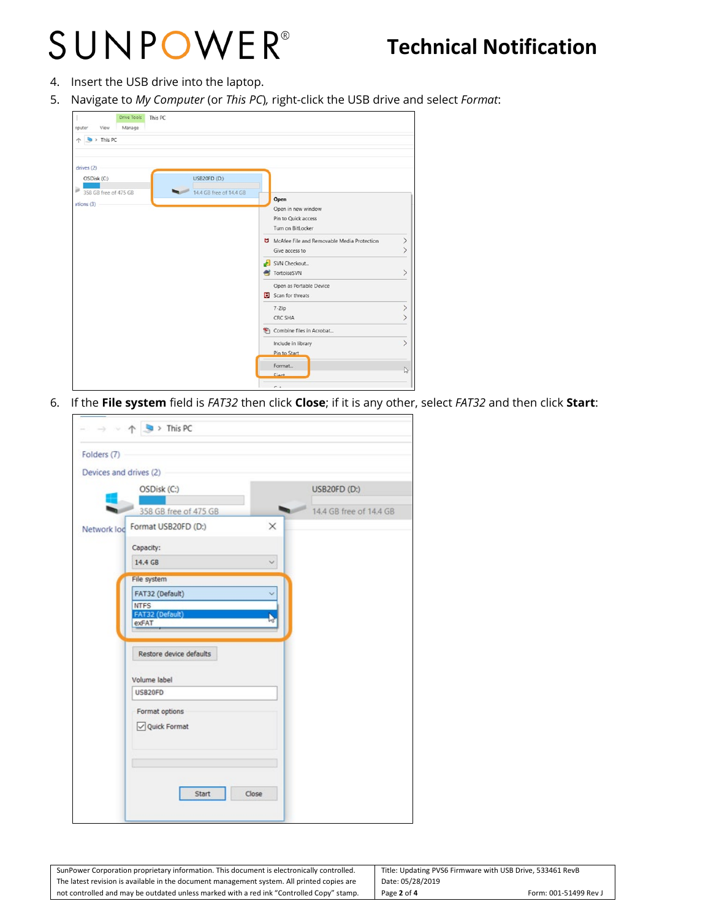4. Insert the USB drive into the laptop.
5. Navigate to *My Computer* (or *This PC*), right-click the USB drive and select *Format*:

6. If the **File system** field is *FAT32* then click **Close**; if it is any other, select *FAT32* and then click **Start**: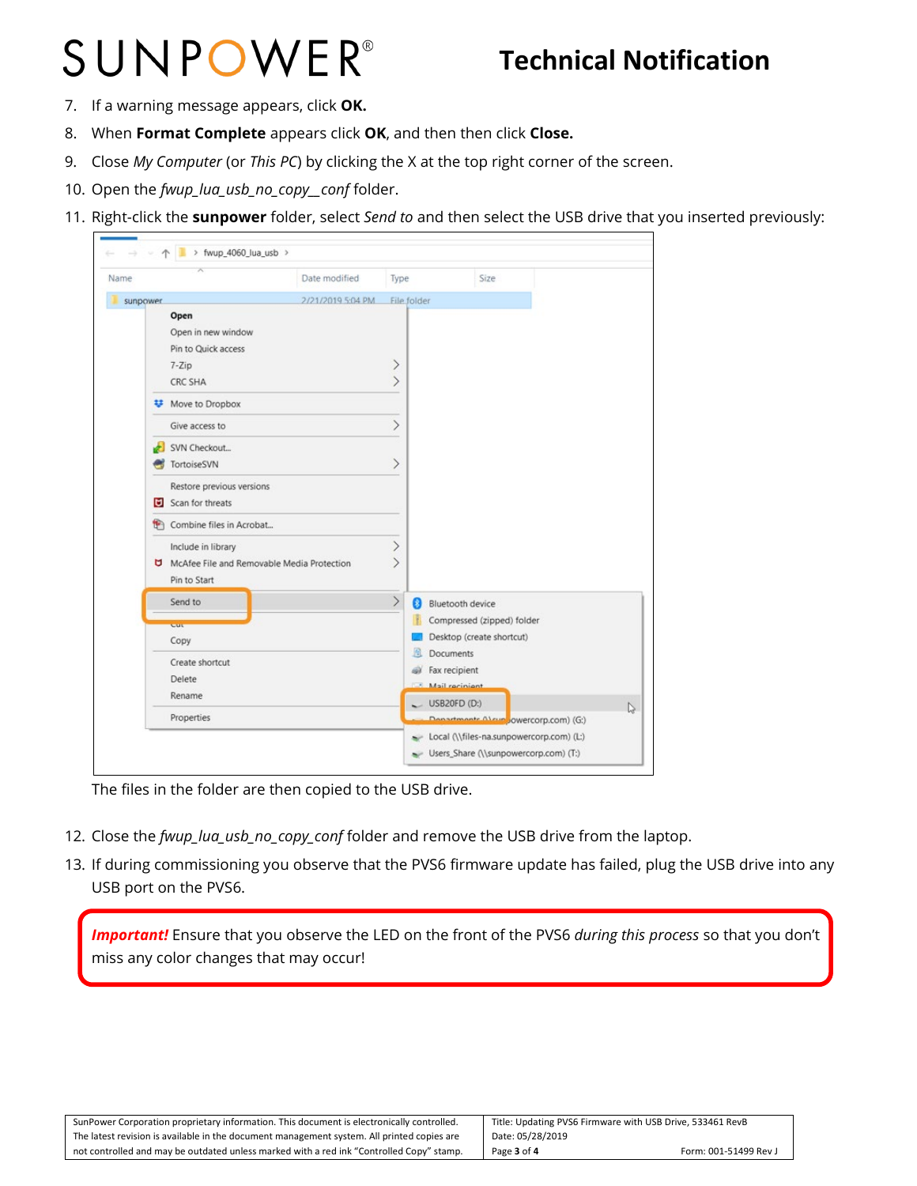7. If a warning message appears, click **OK.**
8. When **Format Complete** appears click **OK**, and then then click **Close.**
9. Close *My Computer* (or *This PC*) by clicking the X at the top right corner of the screen.
10. Open the *fwup_lua_usb_no_copy__conf* folder.
11. Right-click the **sunpower** folder, select *Send to* and then select the USB drive that you inserted previously:

The files in the folder are then copied to the USB drive.

12. Close the *fwup_lua_usb_no_copy_conf* folder and remove the USB drive from the laptop.
13. If during commissioning you observe that the PVS6 firmware update has failed, plug the USB drive into any USB port on the PVS6.

***Important!*** Ensure that you observe the LED on the front of the PVS6 *during this process* so that you don't miss any color changes that may occur!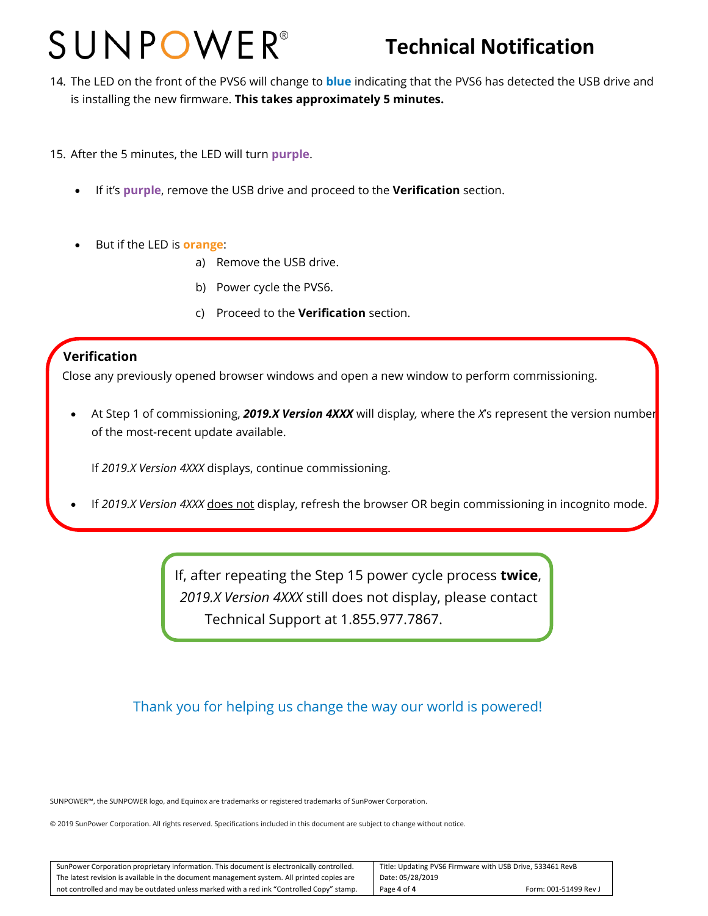14. The LED on the front of the PVS6 will change to **blue** indicating that the PVS6 has detected the USB drive and is installing the new firmware. **This takes approximately 5 minutes.**

15. After the 5 minutes, the LED will turn **purple**.

- If it's **purple**, remove the USB drive and proceed to the **Verification** section.

- But if the LED is **orange**:
  a) Remove the USB drive.
  b) Power cycle the PVS6.
  c) Proceed to the **Verification** section.

### Verification

Close any previously opened browser windows and open a new window to perform commissioning.

- At Step 1 of commissioning, ***2019.X Version 4XXX*** will display, where the *X*'s represent the version number of the most-recent update available.

  If *2019.X Version 4XXX* displays, continue commissioning.

- If *2019.X Version 4XXX* does not display, refresh the browser OR begin commissioning in incognito mode.

If, after repeating the Step 15 power cycle process **twice**, *2019.X Version 4XXX* still does not display, please contact Technical Support at 1.855.977.7867.

Thank you for helping us change the way our world is powered!

SUNPOWER™, the SUNPOWER logo, and Equinox are trademarks or registered trademarks of SunPower Corporation.

© 2019 SunPower Corporation. All rights reserved. Specifications included in this document are subject to change without notice.

| | |
|---|---|
| SunPower Corporation proprietary information. This document is electronically controlled. The latest revision is available in the document management system. All printed copies are not controlled and may be outdated unless marked with a red ink "Controlled Copy" stamp. | Title: Updating PVS6 Firmware with USB Drive, 533461 RevB<br>Date: 05/28/2019<br>Form: 001-51499 Rev J |